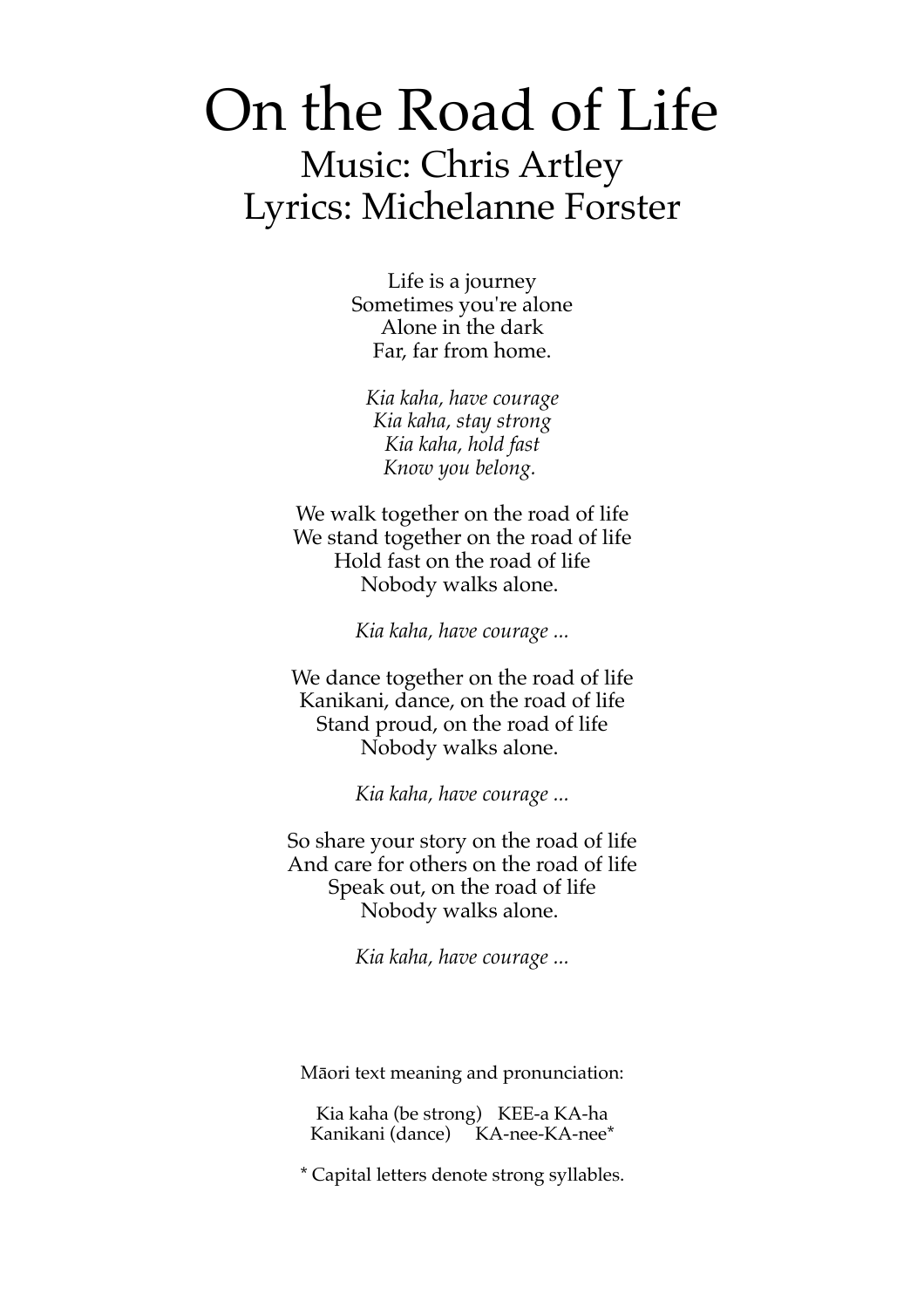# On the Road of Life

## Music: Chris Artley
## Lyrics: Michelanne Forster

Life is a journey  
Sometimes you're alone  
Alone in the dark  
Far, far from home.

*Kia kaha, have courage*  
*Kia kaha, stay strong*  
*Kia kaha, hold fast*  
*Know you belong.*

We walk together on the road of life  
We stand together on the road of life  
Hold fast on the road of life  
Nobody walks alone.

*Kia kaha, have courage ...*

We dance together on the road of life  
Kanikani, dance, on the road of life  
Stand proud, on the road of life  
Nobody walks alone.

*Kia kaha, have courage ...*

So share your story on the road of life  
And care for others on the road of life  
Speak out, on the road of life  
Nobody walks alone.

*Kia kaha, have courage ...*

Māori text meaning and pronunciation:

Kia kaha (be strong) KEE-a KA-ha  
Kanikani (dance) KA-nee-KA-nee*

* Capital letters denote strong syllables.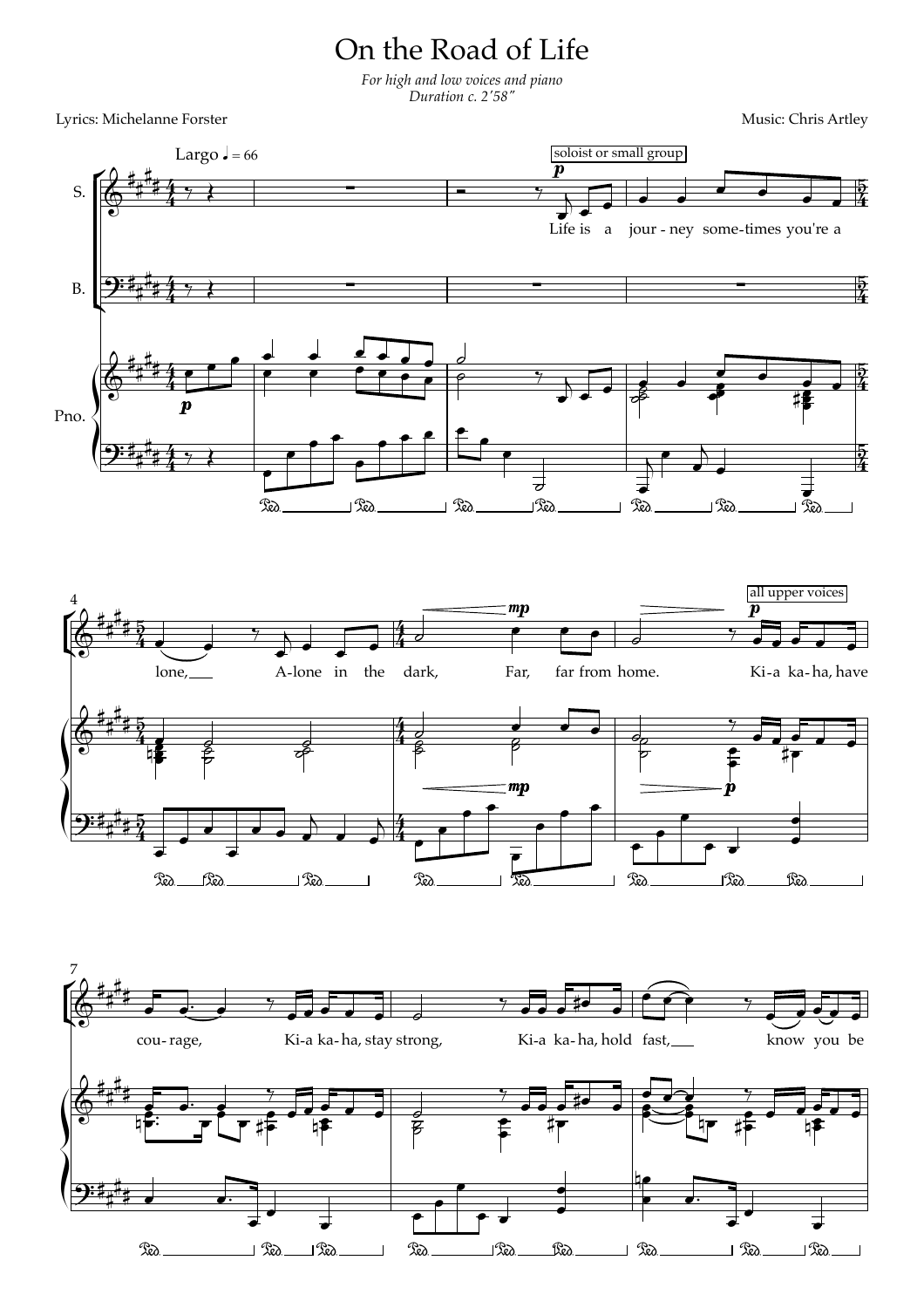# On the Road of Life

*For high and low voices and piano*
*Duration c. 2'58"*

Lyrics: Michelanne Forster

Music: Chris Artley

Largo ♩ = 66

soloist or small group

Life is a journey sometimes you're a lone, Alone in the dark, Far, far from home.

all upper voices

Ki-a ka-ha, have courage, Ki-a ka-ha, stay strong, Ki-a ka-ha, hold fast, know you be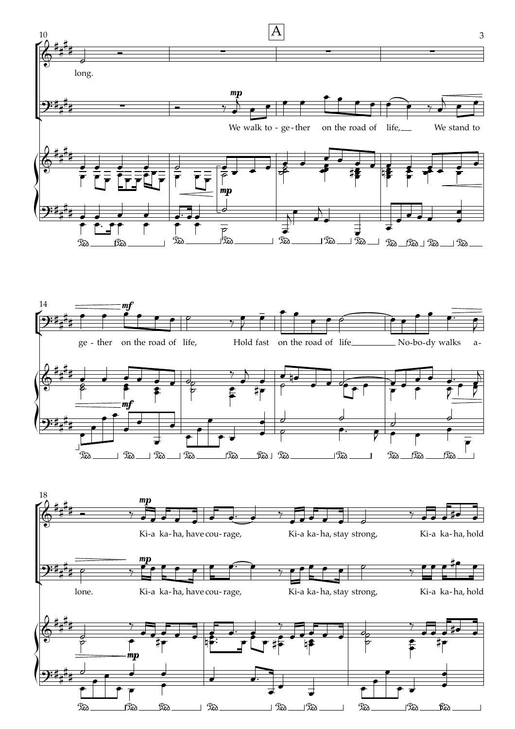A

long.

We walk to - ge - ther on the road of life, We stand to

ge - ther on the road of life, Hold fast on the road of life No - bo - dy walks a -

lone.

Ki-a ka-ha, have cou - rage, Ki-a ka-ha, stay strong, Ki-a ka-ha, hold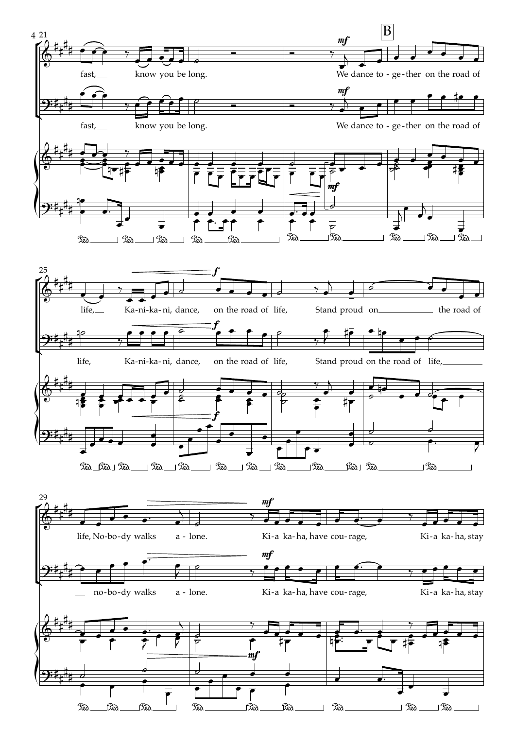21

fast, know you be long. We dance to - ge - ther on the road of

fast, know you be long. We dance to - ge - ther on the road of

B

25

life, Ka - ni - ka - ni, dance, on the road of life, Stand proud on the road of

life, Ka - ni - ka - ni, dance, on the road of life, Stand proud on the road of life,

29

life, No - bo - dy walks a - lone. Ki - a ka - ha, have cou - rage, Ki - a ka - ha, stay

no - bo - dy walks a - lone. Ki - a ka - ha, have cou - rage, Ki - a ka - ha, stay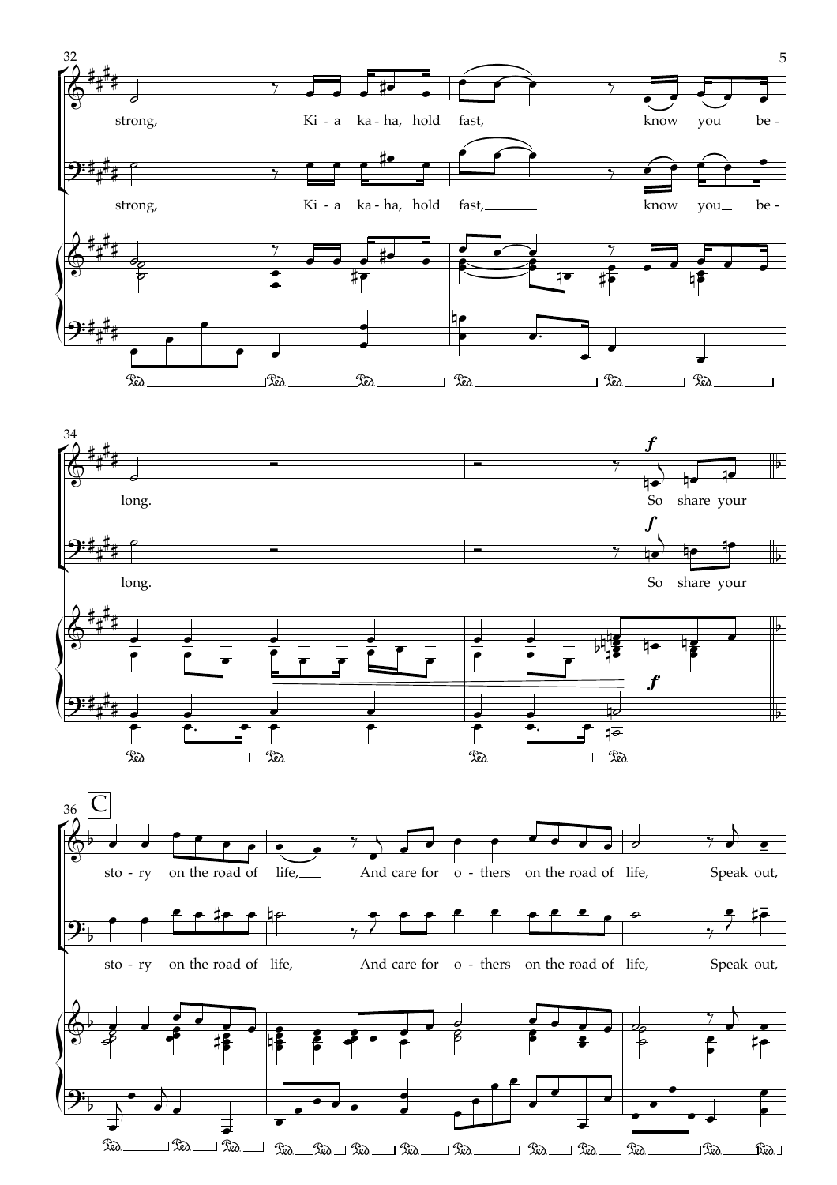strong, Ki - a ka - ha, hold fast, know you be -

strong, Ki - a ka - ha, hold fast, know you be -

long. So share your

long. So share your

**C**

sto - ry on the road of life, And care for o - thers on the road of life, Speak out,

sto - ry on the road of life, And care for o - thers on the road of life, Speak out,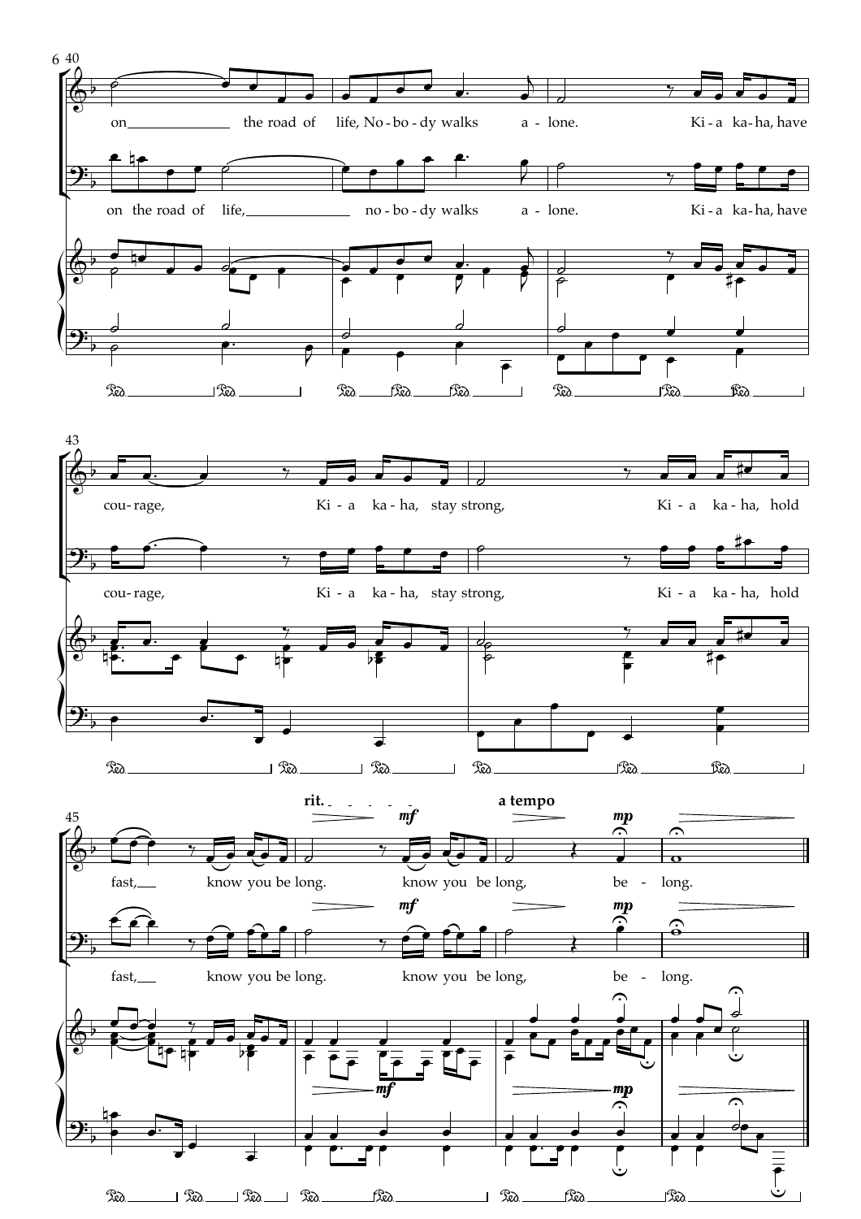40

on the road of life, No-bo-dy walks a-lone. Ki-a ka-ha, have

on the road of life, no-bo-dy walks a-lone. Ki-a ka-ha, have

43

cou-rage, Ki-a ka-ha, stay strong, Ki-a ka-ha, hold

cou-rage, Ki-a ka-ha, stay strong, Ki-a ka-ha, hold

45

rit. a tempo

*mf* *mp*

fast, know you be long. know you be long, be - long.

*mf* *mp*

fast, know you be long. know you be long, be - long.

*mf* *mp*